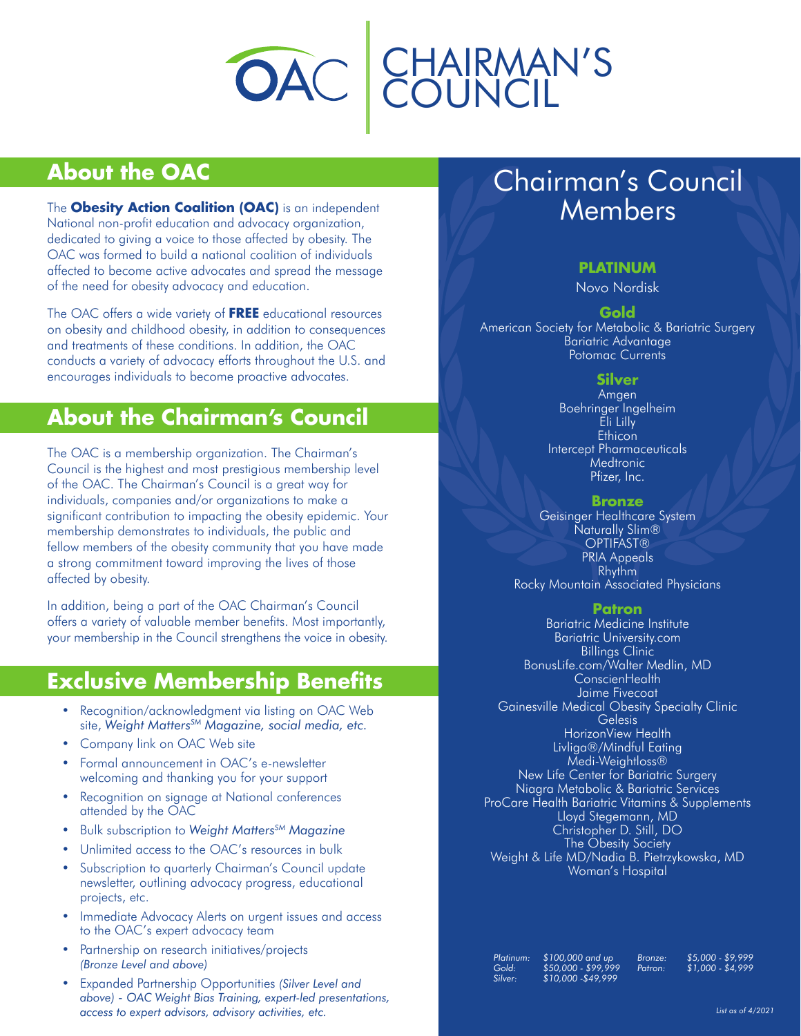# OAC CHAIRMAN'S COUNCIL

## About the OAC

The **Obesity Action Coalition (OAC)** is an independent National non-profit education and advocacy organization, dedicated to giving a voice to those affected by obesity. The OAC was formed to build a national coalition of individuals affected to become active advocates and spread the message of the need for obesity advocacy and education.

The OAC offers a wide variety of **FREE** educational resources on obesity and childhood obesity, in addition to consequences and treatments of these conditions. In addition, the OAC conducts a variety of advocacy efforts throughout the U.S. and encourages individuals to become proactive advocates.

## About the Chairman's Council

The OAC is a membership organization. The Chairman's Council is the highest and most prestigious membership level of the OAC. The Chairman's Council is a great way for individuals, companies and/or organizations to make a significant contribution to impacting the obesity epidemic. Your membership demonstrates to individuals, the public and fellow members of the obesity community that you have made a strong commitment toward improving the lives of those affected by obesity.

In addition, being a part of the OAC Chairman's Council offers a variety of valuable member benefits. Most importantly, your membership in the Council strengthens the voice in obesity.

## Exclusive Membership Benefits

- Recognition/acknowledgment via listing on OAC Web site, *Weight Matters[SM] Magazine, social media, etc.*
- Company link on OAC Web site
- Formal announcement in OAC's e-newsletter welcoming and thanking you for your support
- Recognition on signage at National conferences attended by the OAC
- Bulk subscription to *Weight Matters[SM] Magazine*
- Unlimited access to the OAC's resources in bulk
- Subscription to quarterly Chairman's Council update newsletter, outlining advocacy progress, educational projects, etc.
- Immediate Advocacy Alerts on urgent issues and access to the OAC's expert advocacy team
- Partnership on research initiatives/projects *(Bronze Level and above)*
- Expanded Partnership Opportunities *(Silver Level and above) - OAC Weight Bias Training, expert-led presentations, access to expert advisors, advisory activities, etc.*

## Chairman's Council Members

### PLATINUM

Novo Nordisk

### Gold

American Society for Metabolic & Bariatric Surgery
Bariatric Advantage
Potomac Currents

### Silver

Amgen
Boehringer Ingelheim
Eli Lilly
Ethicon
Intercept Pharmaceuticals
Medtronic
Pfizer, Inc.

### Bronze

Geisinger Healthcare System
Naturally Slim®
OPTIFAST®
PRIA Appeals
Rhythm
Rocky Mountain Associated Physicians

### Patron

Bariatric Medicine Institute
Bariatric University.com
Billings Clinic
BonusLife.com/Walter Medlin, MD
ConscienHealth
Jaime Fivecoat
Gainesville Medical Obesity Specialty Clinic
Gelesis
HorizonView Health
Livliga®/Mindful Eating
Medi-Weightloss®
New Life Center for Bariatric Surgery
Niagra Metabolic & Bariatric Services
ProCare Health Bariatric Vitamins & Supplements
Lloyd Stegemann, MD
Christopher D. Still, DO
The Obesity Society
Weight & Life MD/Nadia B. Pietrzykowska, MD
Woman's Hospital

*Platinum: $100,000 and up*
*Gold: $50,000 - $99,999*
*Silver: $10,000 -$49,999*
*Bronze: $5,000 - $9,999*
*Patron: $1,000 - $4,999*

*List as of 4/2021*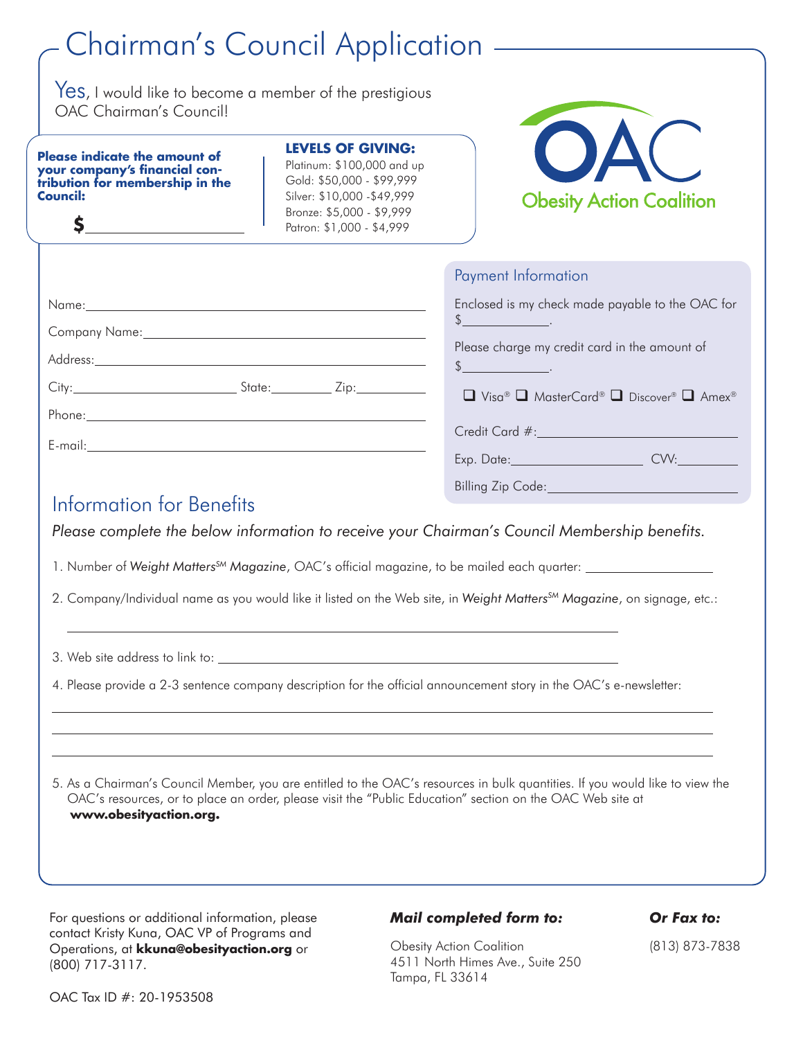# Chairman's Council Application

Yes, I would like to become a member of the prestigious OAC Chairman's Council!

**Please indicate the amount of your company's financial contribution for membership in the Council:**

**$** ____________________

**LEVELS OF GIVING:**

Platinum: $100,000 and up
Gold: $50,000 - $99,999
Silver: $10,000 -$49,999
Bronze: $5,000 - $9,999
Patron: $1,000 - $4,999

OAC
Obesity Action Coalition

Name: ____________________

Company Name: ____________________

Address: ____________________

City: ____________ State: ________ Zip: ________

Phone: ____________________

E-mail: ____________________

## Payment Information

Enclosed is my check made payable to the OAC for $__________.

Please charge my credit card in the amount of $__________.

❑ Visa® ❑ MasterCard® ❑ Discover® ❑ Amex®

Credit Card #: ____________________

Exp. Date: ____________ CVV: ________

Billing Zip Code: ____________________

## Information for Benefits

*Please complete the below information to receive your Chairman's Council Membership benefits.*

1. Number of *Weight Matters*[SM] *Magazine*, OAC's official magazine, to be mailed each quarter: ____________

2. Company/Individual name as you would like it listed on the Web site, in *Weight Matters*[SM] *Magazine*, on signage, etc.:

   ____________________

3. Web site address to link to: ____________________

4. Please provide a 2-3 sentence company description for the official announcement story in the OAC's e-newsletter:

   ____________________

   ____________________

   ____________________

5. As a Chairman's Council Member, you are entitled to the OAC's resources in bulk quantities. If you would like to view the OAC's resources, or to place an order, please visit the "Public Education" section on the OAC Web site at **www.obesityaction.org.**

For questions or additional information, please contact Kristy Kuna, OAC VP of Programs and Operations, at **kkuna@obesityaction.org** or (800) 717-3117.

***Mail completed form to:***

Obesity Action Coalition
4511 North Himes Ave., Suite 250
Tampa, FL 33614

***Or Fax to:***

(813) 873-7838

OAC Tax ID #: 20-1953508